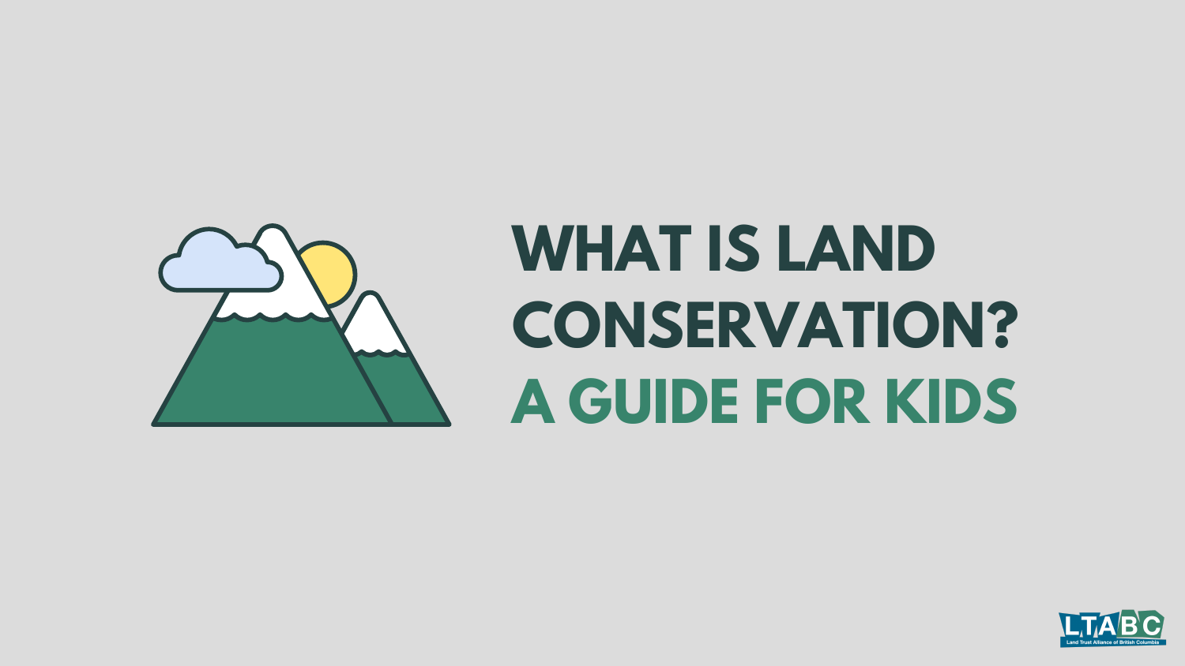# WHAT IS LAND CONSERVATION?

## A GUIDE FOR KIDS

LTABC
Land Trust Alliance of British Columbia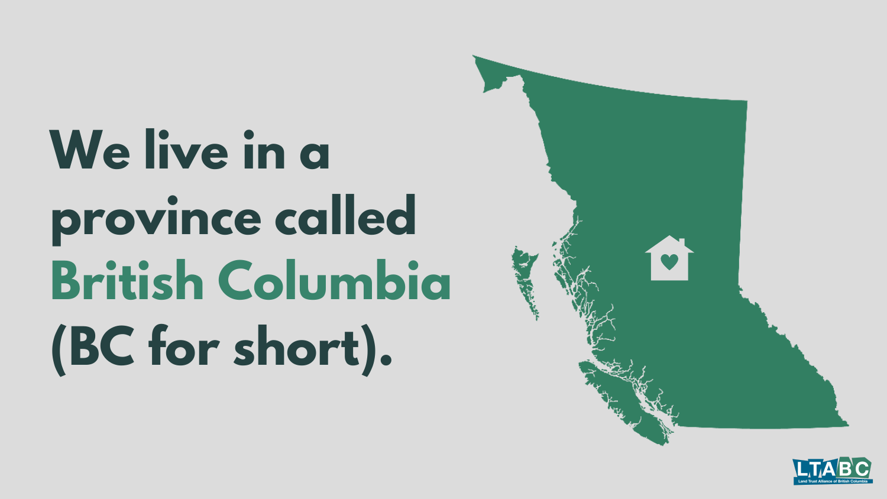We live in a province called **British Columbia** (BC for short).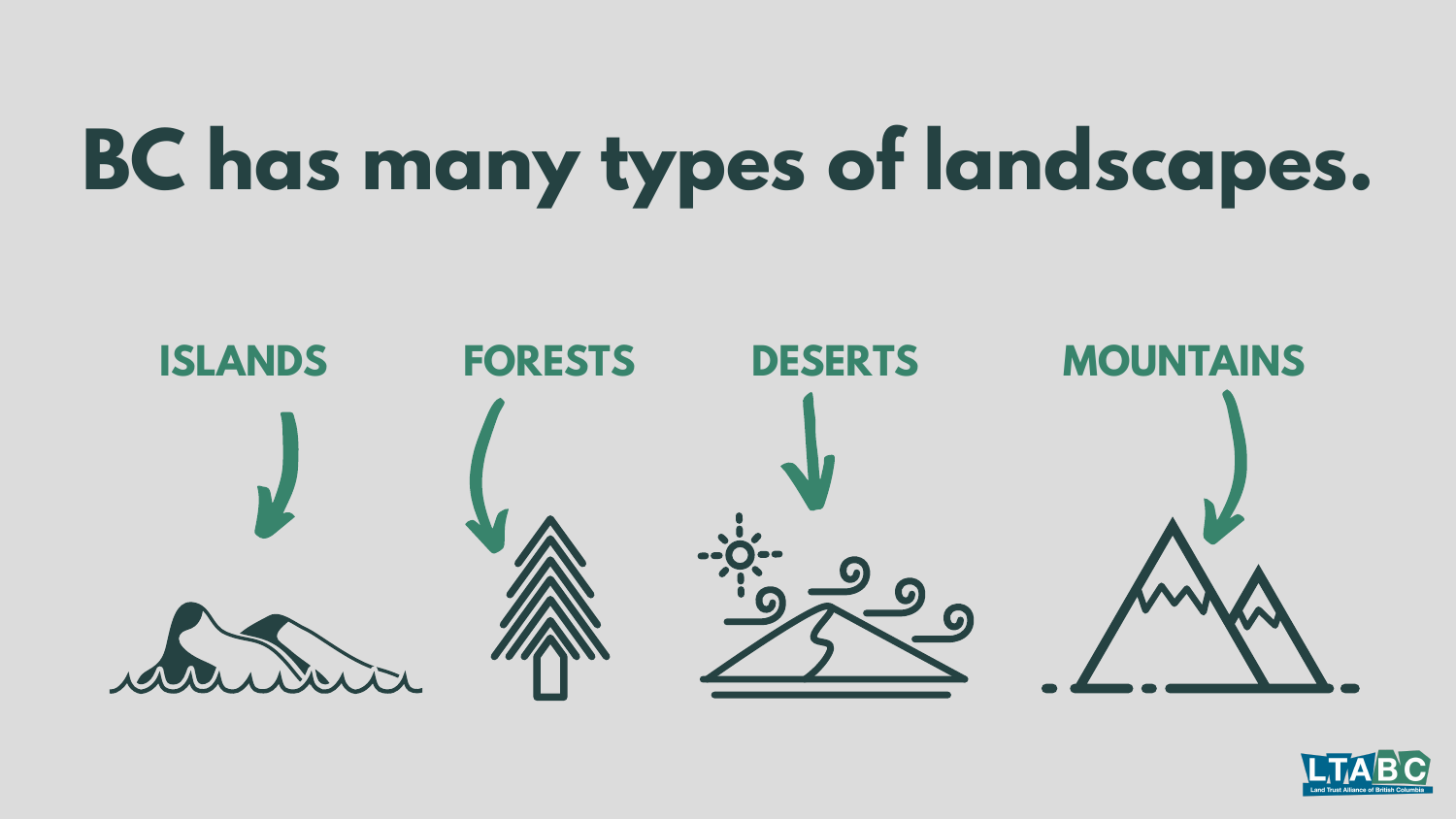# BC has many types of landscapes.

ISLANDS

FORESTS

DESERTS

MOUNTAINS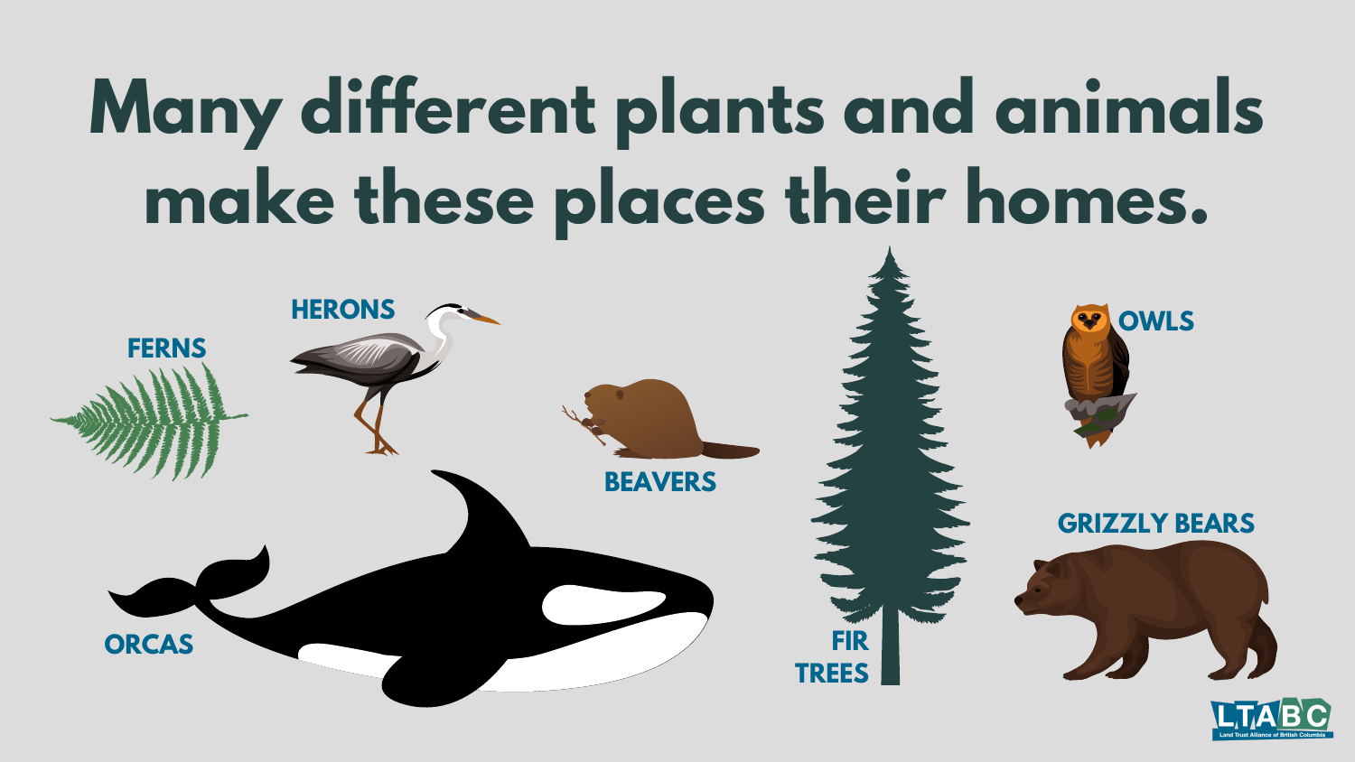# Many different plants and animals make these places their homes.

FERNS

HERONS

BEAVERS

OWLS

ORCAS

FIR TREES

GRIZZLY BEARS

LTABC
Land Trust Alliance of British Columbia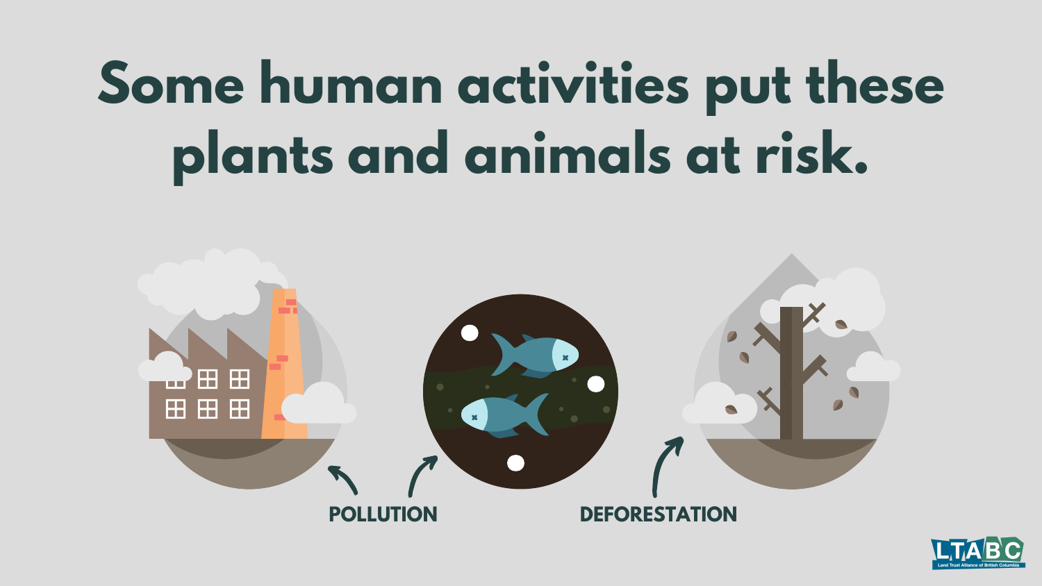# Some human activities put these plants and animals at risk.

POLLUTION

DEFORESTATION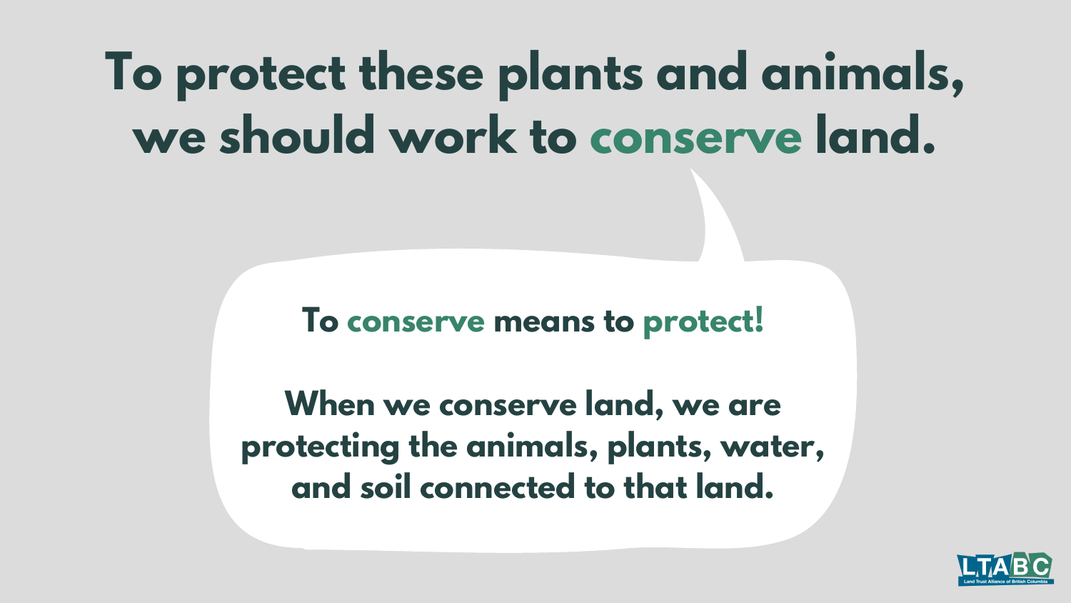# To protect these plants and animals, we should work to conserve land.

**To conserve means to protect!**

**When we conserve land, we are protecting the animals, plants, water, and soil connected to that land.**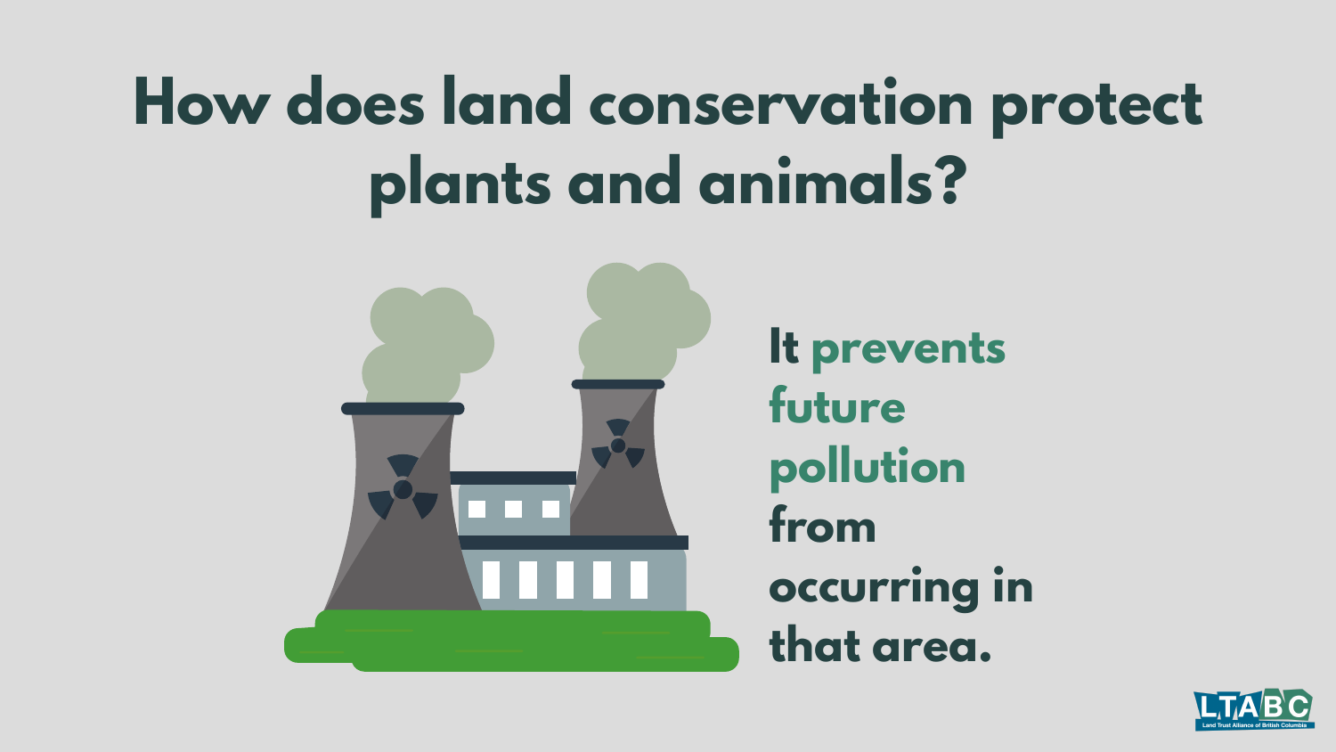# How does land conservation protect plants and animals?

It **prevents future pollution** from occurring in that area.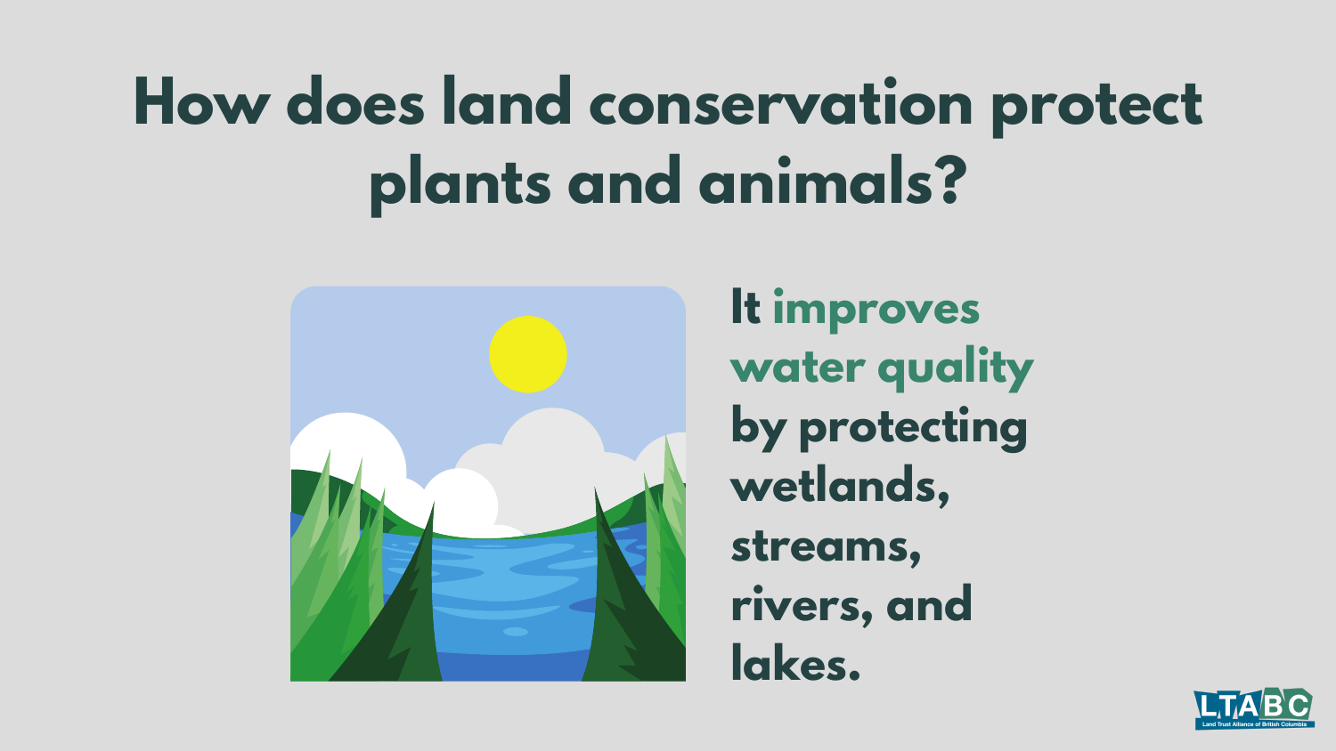# How does land conservation protect plants and animals?

It **improves water quality** by protecting wetlands, streams, rivers, and lakes.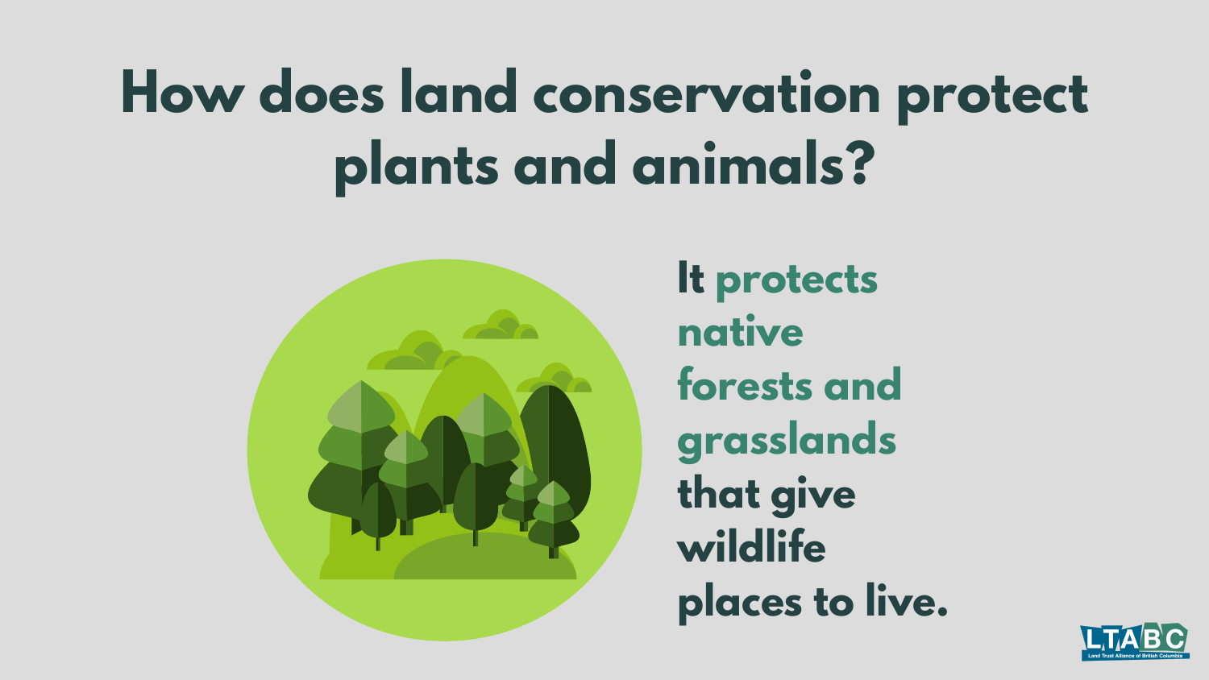# How does land conservation protect plants and animals?

It **protects native forests and grasslands** that give wildlife places to live.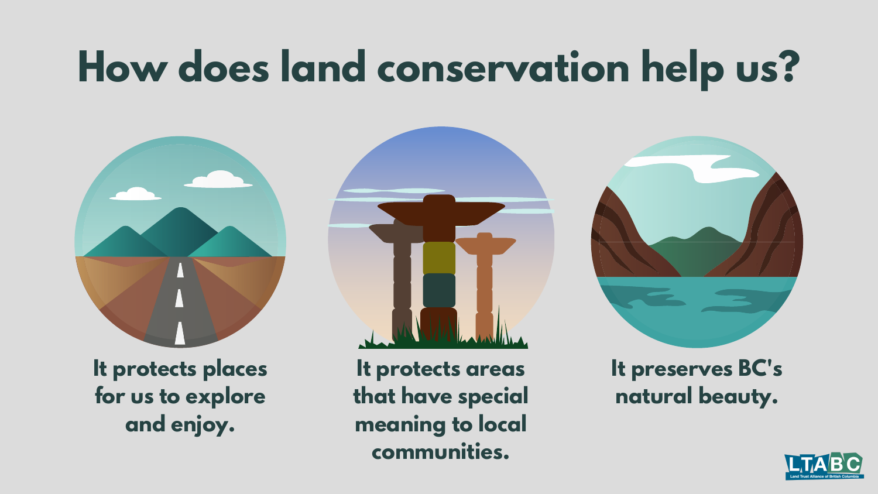# How does land conservation help us?

It protects places for us to explore and enjoy.

It protects areas that have special meaning to local communities.

It preserves BC's natural beauty.

LTABC
Land Trust Alliance of British Columbia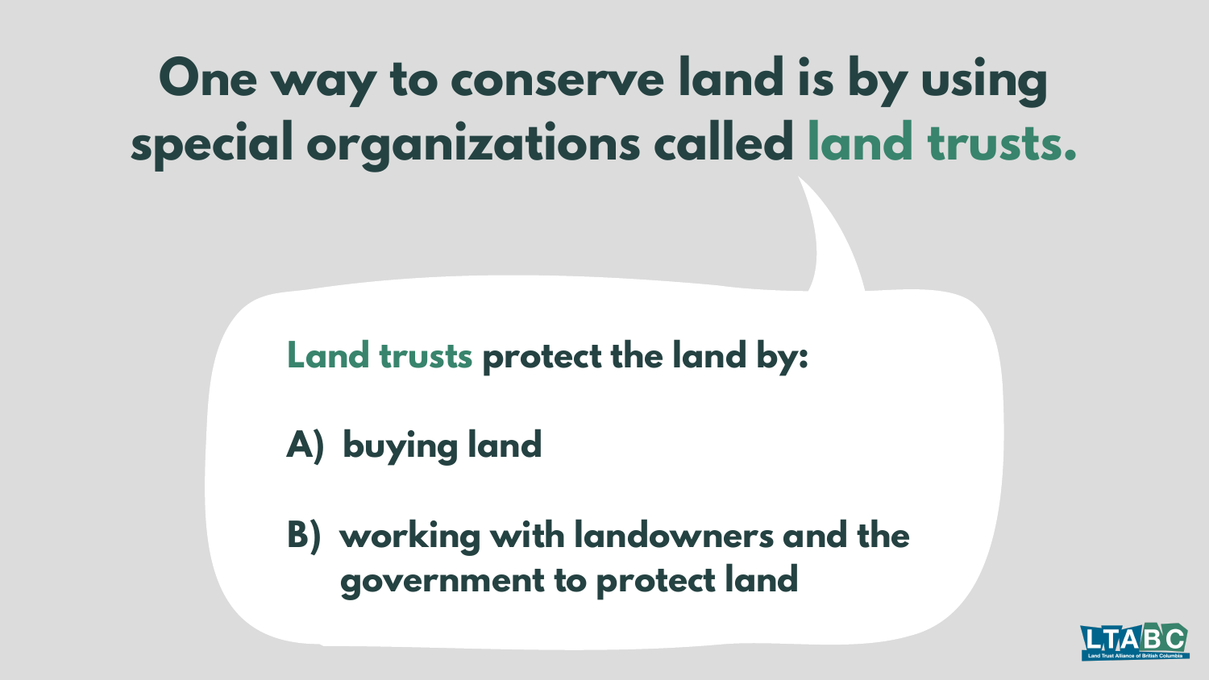# One way to conserve land is by using special organizations called land trusts.

**Land trusts** protect the land by:

A) buying land

B) working with landowners and the government to protect land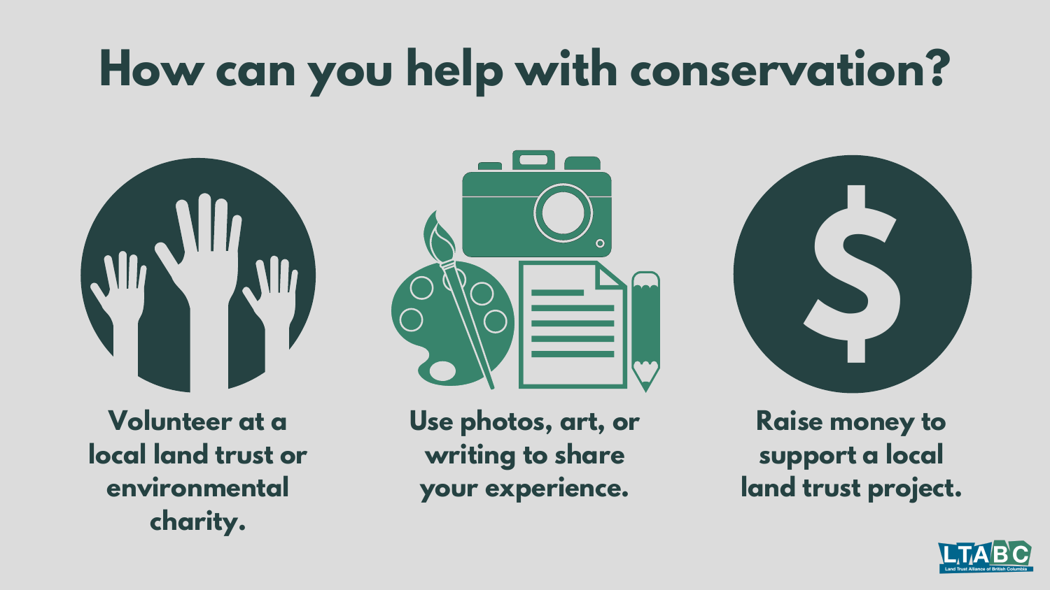# How can you help with conservation?

Volunteer at a local land trust or environmental charity.

Use photos, art, or writing to share your experience.

Raise money to support a local land trust project.

LTABC
Land Trust Alliance of British Columbia